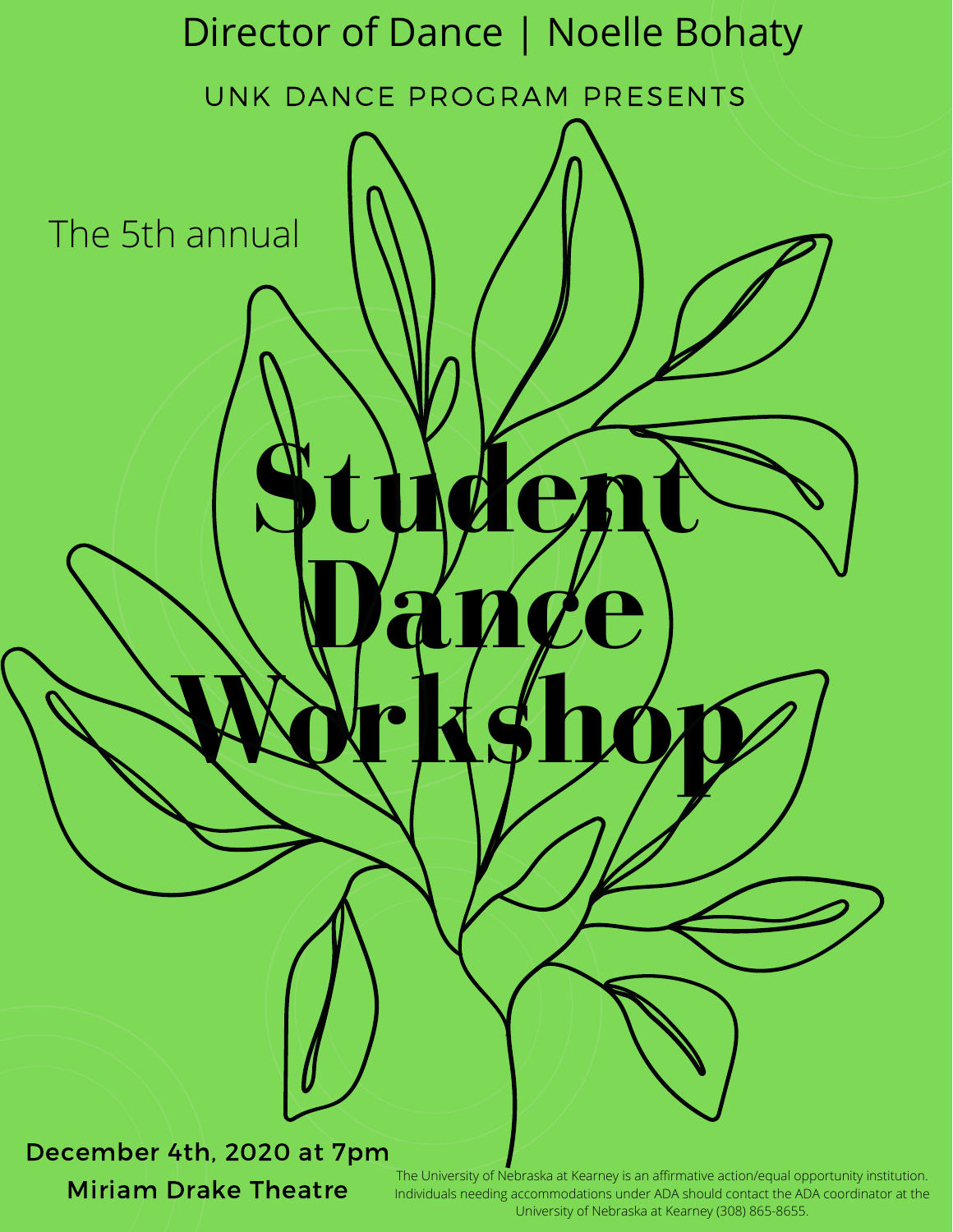Director of Dance | Noelle Bohaty

UNK DANCE PROGRAM PRESENTS

The 5th annual

# Student Dance Workshop

**December 4th, 2020 at 7pm**

**Miriam Drake Theatre**

The University of Nebraska at Kearney is an affirmative action/equal opportunity institution. Individuals needing accommodations under ADA should contact the ADA coordinator at the University of Nebraska at Kearney (308) 865-8655.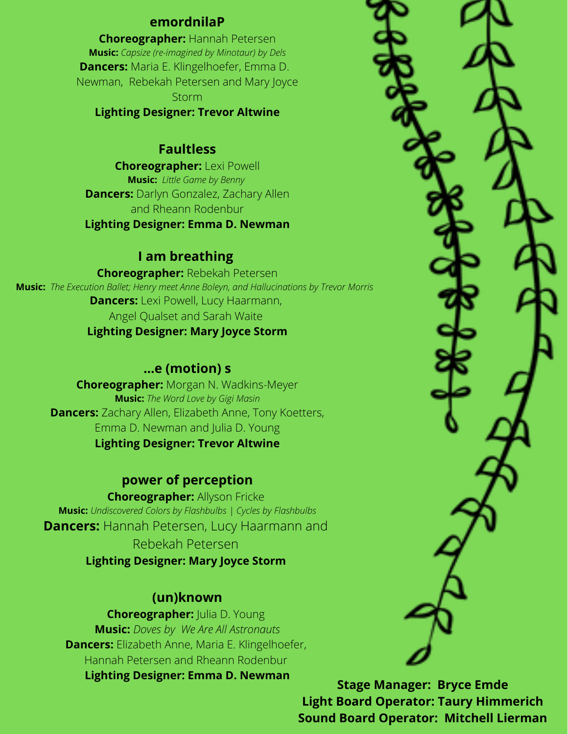### emordnilaP

**Choreographer:** Hannah Petersen
**Music:** *Capsize (re-imagined by Minotaur) by Dels*
**Dancers:** Maria E. Klingelhoefer, Emma D. Newman, Rebekah Petersen and Mary Joyce Storm
**Lighting Designer: Trevor Altwine**

### Faultless

**Choreographer:** Lexi Powell
**Music:** *Little Game by Benny*
**Dancers:** Darlyn Gonzalez, Zachary Allen and Rheann Rodenbur
**Lighting Designer: Emma D. Newman**

### I am breathing

**Choreographer:** Rebekah Petersen
**Music:** *The Execution Ballet; Henry meet Anne Boleyn, and Hallucinations by Trevor Morris*
**Dancers:** Lexi Powell, Lucy Haarmann, Angel Qualset and Sarah Waite
**Lighting Designer: Mary Joyce Storm**

### ...e (motion) s

**Choreographer:** Morgan N. Wadkins-Meyer
**Music:** *The Word Love by Gigi Masin*
**Dancers:** Zachary Allen, Elizabeth Anne, Tony Koetters, Emma D. Newman and Julia D. Young
**Lighting Designer: Trevor Altwine**

### power of perception

**Choreographer:** Allyson Fricke
**Music:** *Undiscovered Colors by Flashbulbs | Cycles by Flashbulbs*
**Dancers:** Hannah Petersen, Lucy Haarmann and Rebekah Petersen
**Lighting Designer: Mary Joyce Storm**

### (un)known

**Choreographer:** Julia D. Young
**Music:** *Doves by We Are All Astronauts*
**Dancers:** Elizabeth Anne, Maria E. Klingelhoefer, Hannah Petersen and Rheann Rodenbur
**Lighting Designer: Emma D. Newman**

**Stage Manager: Bryce Emde**
**Light Board Operator: Taury Himmerich**
**Sound Board Operator: Mitchell Lierman**